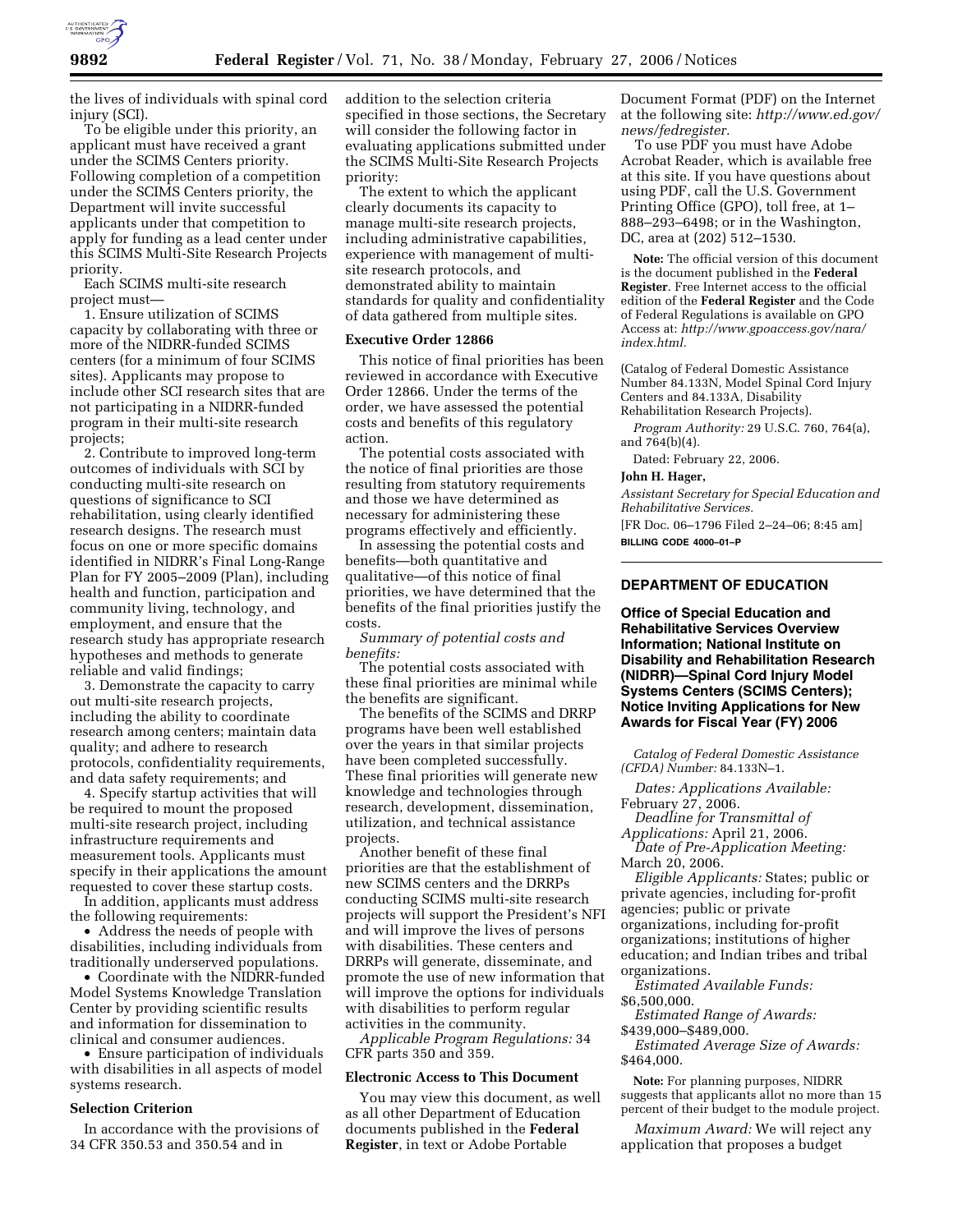the lives of individuals with spinal cord injury (SCI).

To be eligible under this priority, an applicant must have received a grant under the SCIMS Centers priority. Following completion of a competition under the SCIMS Centers priority, the Department will invite successful applicants under that competition to apply for funding as a lead center under this SCIMS Multi-Site Research Projects priority.

Each SCIMS multi-site research project must—

1. Ensure utilization of SCIMS capacity by collaborating with three or more of the NIDRR-funded SCIMS centers (for a minimum of four SCIMS sites). Applicants may propose to include other SCI research sites that are not participating in a NIDRR-funded program in their multi-site research projects;

2. Contribute to improved long-term outcomes of individuals with SCI by conducting multi-site research on questions of significance to SCI rehabilitation, using clearly identified research designs. The research must focus on one or more specific domains identified in NIDRR's Final Long-Range Plan for FY 2005–2009 (Plan), including health and function, participation and community living, technology, and employment, and ensure that the research study has appropriate research hypotheses and methods to generate reliable and valid findings;

3. Demonstrate the capacity to carry out multi-site research projects, including the ability to coordinate research among centers; maintain data quality; and adhere to research protocols, confidentiality requirements, and data safety requirements; and

4. Specify startup activities that will be required to mount the proposed multi-site research project, including infrastructure requirements and measurement tools. Applicants must specify in their applications the amount requested to cover these startup costs.

In addition, applicants must address the following requirements:

- Address the needs of people with disabilities, including individuals from traditionally underserved populations.
- Coordinate with the NIDRR-funded Model Systems Knowledge Translation Center by providing scientific results and information for dissemination to clinical and consumer audiences.
- Ensure participation of individuals with disabilities in all aspects of model systems research.

### Selection Criterion

In accordance with the provisions of 34 CFR 350.53 and 350.54 and in addition to the selection criteria specified in those sections, the Secretary will consider the following factor in evaluating applications submitted under the SCIMS Multi-Site Research Projects priority:

The extent to which the applicant clearly documents its capacity to manage multi-site research projects, including administrative capabilities, experience with management of multi-site research protocols, and demonstrated ability to maintain standards for quality and confidentiality of data gathered from multiple sites.

### Executive Order 12866

This notice of final priorities has been reviewed in accordance with Executive Order 12866. Under the terms of the order, we have assessed the potential costs and benefits of this regulatory action.

The potential costs associated with the notice of final priorities are those resulting from statutory requirements and those we have determined as necessary for administering these programs effectively and efficiently.

In assessing the potential costs and benefits—both quantitative and qualitative—of this notice of final priorities, we have determined that the benefits of the final priorities justify the costs.

*Summary of potential costs and benefits:*

The potential costs associated with these final priorities are minimal while the benefits are significant.

The benefits of the SCIMS and DRRP programs have been well established over the years in that similar projects have been completed successfully. These final priorities will generate new knowledge and technologies through research, development, dissemination, utilization, and technical assistance projects.

Another benefit of these final priorities are that the establishment of new SCIMS centers and the DRRPs conducting SCIMS multi-site research projects will support the President's NFI and will improve the lives of persons with disabilities. These centers and DRRPs will generate, disseminate, and promote the use of new information that will improve the options for individuals with disabilities to perform regular activities in the community.

*Applicable Program Regulations:* 34 CFR parts 350 and 359.

### Electronic Access to This Document

You may view this document, as well as all other Department of Education documents published in the **Federal Register**, in text or Adobe Portable Document Format (PDF) on the Internet at the following site: *http://www.ed.gov/news/fedregister.*

To use PDF you must have Adobe Acrobat Reader, which is available free at this site. If you have questions about using PDF, call the U.S. Government Printing Office (GPO), toll free, at 1–888–293–6498; or in the Washington, DC, area at (202) 512–1530.

**Note:** The official version of this document is the document published in the **Federal Register**. Free Internet access to the official edition of the **Federal Register** and the Code of Federal Regulations is available on GPO Access at: *http://www.gpoaccess.gov/nara/index.html.*

(Catalog of Federal Domestic Assistance Number 84.133N, Model Spinal Cord Injury Centers and 84.133A, Disability Rehabilitation Research Projects).

*Program Authority:* 29 U.S.C. 760, 764(a), and 764(b)(4).

Dated: February 22, 2006.

**John H. Hager,**

*Assistant Secretary for Special Education and Rehabilitative Services.*

[FR Doc. 06–1796 Filed 2–24–06; 8:45 am]

**BILLING CODE 4000–01–P**

## DEPARTMENT OF EDUCATION

### Office of Special Education and Rehabilitative Services Overview Information; National Institute on Disability and Rehabilitation Research (NIDRR)—Spinal Cord Injury Model Systems Centers (SCIMS Centers); Notice Inviting Applications for New Awards for Fiscal Year (FY) 2006

*Catalog of Federal Domestic Assistance (CFDA) Number:* 84.133N–1.

*Dates: Applications Available:* February 27, 2006.

*Deadline for Transmittal of Applications:* April 21, 2006.

*Date of Pre-Application Meeting:* March 20, 2006.

*Eligible Applicants:* States; public or private agencies, including for-profit agencies; public or private organizations, including for-profit organizations; institutions of higher education; and Indian tribes and tribal organizations.

*Estimated Available Funds:* $6,500,000.

*Estimated Range of Awards:* $439,000–$489,000.

*Estimated Average Size of Awards:* $464,000.

**Note:** For planning purposes, NIDRR suggests that applicants allot no more than 15 percent of their budget to the module project.

*Maximum Award:* We will reject any application that proposes a budget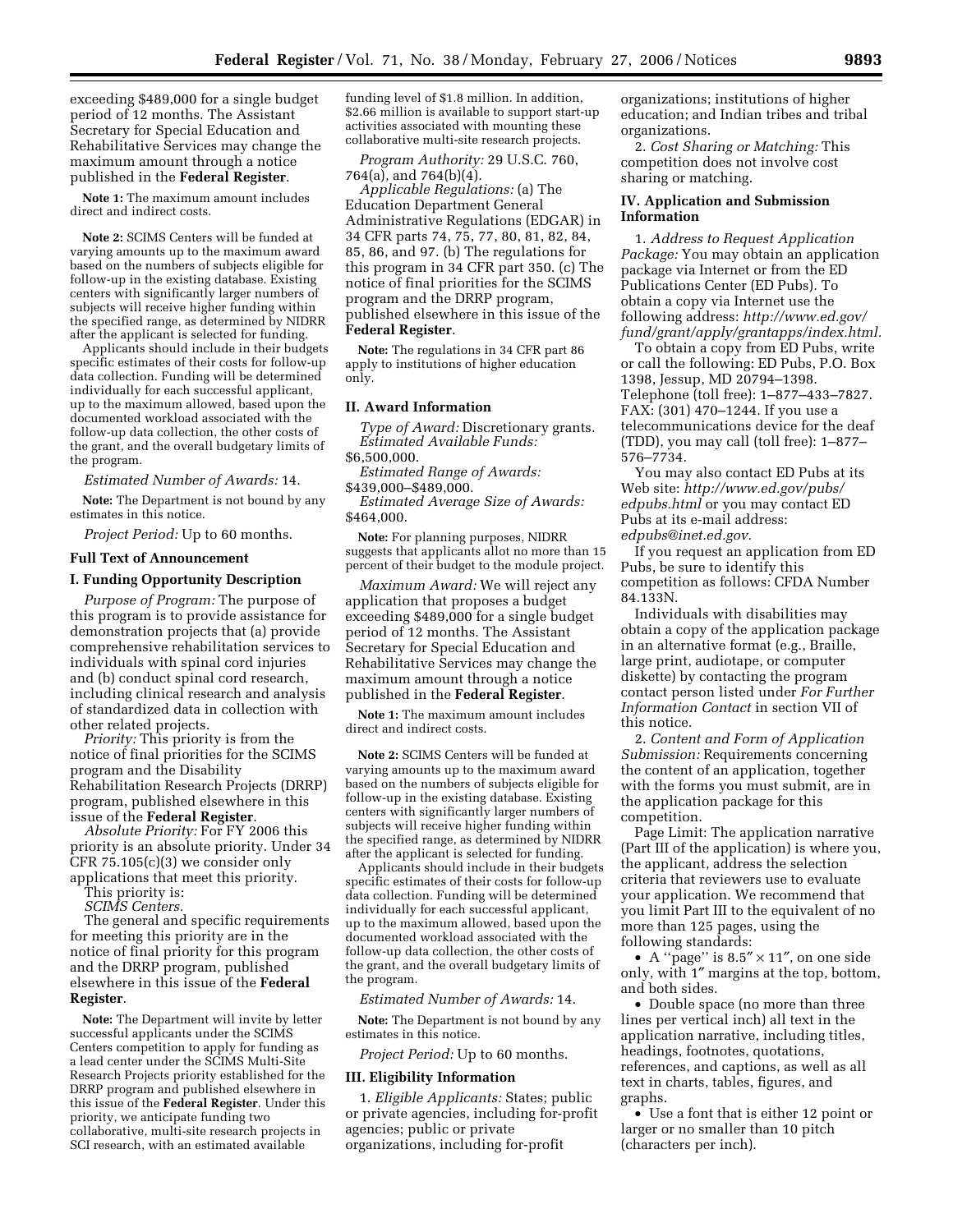exceeding $489,000 for a single budget period of 12 months. The Assistant Secretary for Special Education and Rehabilitative Services may change the maximum amount through a notice published in the **Federal Register**.

**Note 1:** The maximum amount includes direct and indirect costs.

**Note 2:** SCIMS Centers will be funded at varying amounts up to the maximum award based on the numbers of subjects eligible for follow-up in the existing database. Existing centers with significantly larger numbers of subjects will receive higher funding within the specified range, as determined by NIDRR after the applicant is selected for funding.

Applicants should include in their budgets specific estimates of their costs for follow-up data collection. Funding will be determined individually for each successful applicant, up to the maximum allowed, based upon the documented workload associated with the follow-up data collection, the other costs of the grant, and the overall budgetary limits of the program.

*Estimated Number of Awards:* 14.

**Note:** The Department is not bound by any estimates in this notice.

*Project Period:* Up to 60 months.

## Full Text of Announcement

## I. Funding Opportunity Description

*Purpose of Program:* The purpose of this program is to provide assistance for demonstration projects that (a) provide comprehensive rehabilitation services to individuals with spinal cord injuries and (b) conduct spinal cord research, including clinical research and analysis of standardized data in collection with other related projects.

*Priority:* This priority is from the notice of final priorities for the SCIMS program and the Disability Rehabilitation Research Projects (DRRP) program, published elsewhere in this issue of the **Federal Register**.

*Absolute Priority:* For FY 2006 this priority is an absolute priority. Under 34 CFR 75.105(c)(3) we consider only applications that meet this priority.

This priority is:

*SCIMS Centers.*

The general and specific requirements for meeting this priority are in the notice of final priority for this program and the DRRP program, published elsewhere in this issue of the **Federal Register**.

**Note:** The Department will invite by letter successful applicants under the SCIMS Centers competition to apply for funding as a lead center under the SCIMS Multi-Site Research Projects priority established for the DRRP program and published elsewhere in this issue of the **Federal Register**. Under this priority, we anticipate funding two collaborative, multi-site research projects in SCI research, with an estimated available funding level of $1.8 million. In addition, $2.66 million is available to support start-up activities associated with mounting these collaborative multi-site research projects.

*Program Authority:* 29 U.S.C. 760, 764(a), and 764(b)(4).

*Applicable Regulations:* (a) The Education Department General Administrative Regulations (EDGAR) in 34 CFR parts 74, 75, 77, 80, 81, 82, 84, 85, 86, and 97. (b) The regulations for this program in 34 CFR part 350. (c) The notice of final priorities for the SCIMS program and the DRRP program, published elsewhere in this issue of the **Federal Register**.

**Note:** The regulations in 34 CFR part 86 apply to institutions of higher education only.

## II. Award Information

*Type of Award:* Discretionary grants.

*Estimated Available Funds:* $6,500,000.

*Estimated Range of Awards:* $439,000–$489,000.

*Estimated Average Size of Awards:* $464,000.

**Note:** For planning purposes, NIDRR suggests that applicants allot no more than 15 percent of their budget to the module project.

*Maximum Award:* We will reject any application that proposes a budget exceeding $489,000 for a single budget period of 12 months. The Assistant Secretary for Special Education and Rehabilitative Services may change the maximum amount through a notice published in the **Federal Register**.

**Note 1:** The maximum amount includes direct and indirect costs.

**Note 2:** SCIMS Centers will be funded at varying amounts up to the maximum award based on the numbers of subjects eligible for follow-up in the existing database. Existing centers with significantly larger numbers of subjects will receive higher funding within the specified range, as determined by NIDRR after the applicant is selected for funding.

Applicants should include in their budgets specific estimates of their costs for follow-up data collection. Funding will be determined individually for each successful applicant, up to the maximum allowed, based upon the documented workload associated with the follow-up data collection, the other costs of the grant, and the overall budgetary limits of the program.

*Estimated Number of Awards:* 14.

**Note:** The Department is not bound by any estimates in this notice.

*Project Period:* Up to 60 months.

## III. Eligibility Information

1. *Eligible Applicants:* States; public or private agencies, including for-profit agencies; public or private organizations, including for-profit organizations; institutions of higher education; and Indian tribes and tribal organizations.

2. *Cost Sharing or Matching:* This competition does not involve cost sharing or matching.

## IV. Application and Submission Information

1. *Address to Request Application Package:* You may obtain an application package via Internet or from the ED Publications Center (ED Pubs). To obtain a copy via Internet use the following address: *http://www.ed.gov/fund/grant/apply/grantapps/index.html.*

To obtain a copy from ED Pubs, write or call the following: ED Pubs, P.O. Box 1398, Jessup, MD 20794–1398. Telephone (toll free): 1–877–433–7827. FAX: (301) 470–1244. If you use a telecommunications device for the deaf (TDD), you may call (toll free): 1–877–576–7734.

You may also contact ED Pubs at its Web site: *http://www.ed.gov/pubs/edpubs.html* or you may contact ED Pubs at its e-mail address: *edpubs@inet.ed.gov.*

If you request an application from ED Pubs, be sure to identify this competition as follows: CFDA Number 84.133N.

Individuals with disabilities may obtain a copy of the application package in an alternative format (e.g., Braille, large print, audiotape, or computer diskette) by contacting the program contact person listed under *For Further Information Contact* in section VII of this notice.

2. *Content and Form of Application Submission:* Requirements concerning the content of an application, together with the forms you must submit, are in the application package for this competition.

Page Limit: The application narrative (Part III of the application) is where you, the applicant, address the selection criteria that reviewers use to evaluate your application. We recommend that you limit Part III to the equivalent of no more than 125 pages, using the following standards:

- A ''page'' is 8.5″ × 11″, on one side only, with 1″ margins at the top, bottom, and both sides.
- Double space (no more than three lines per vertical inch) all text in the application narrative, including titles, headings, footnotes, quotations, references, and captions, as well as all text in charts, tables, figures, and graphs.
- Use a font that is either 12 point or larger or no smaller than 10 pitch (characters per inch).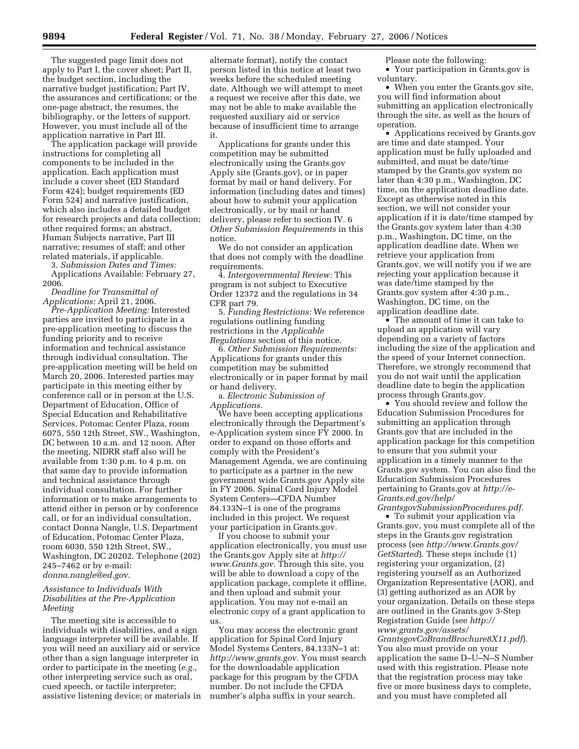The suggested page limit does not apply to Part I, the cover sheet; Part II, the budget section, including the narrative budget justification; Part IV, the assurances and certifications; or the one-page abstract, the resumes, the bibliography, or the letters of support. However, you must include all of the application narrative in Part III.

The application package will provide instructions for completing all components to be included in the application. Each application must include a cover sheet (ED Standard Form 424); budget requirements (ED Form 524) and narrative justification, which also includes a detailed budget for research projects and data collection; other required forms; an abstract, Human Subjects narrative, Part III narrative; resumes of staff; and other related materials, if applicable.

3. *Submission Dates and Times:* Applications Available: February 27, 2006.

*Deadline for Transmittal of Applications:* April 21, 2006.

*Pre-Application Meeting:* Interested parties are invited to participate in a pre-application meeting to discuss the funding priority and to receive information and technical assistance through individual consultation. The pre-application meeting will be held on March 20, 2006. Interested parties may participate in this meeting either by conference call or in person at the U.S. Department of Education, Office of Special Education and Rehabilitative Services, Potomac Center Plaza, room 6075, 550 12th Street, SW., Washington, DC between 10 a.m. and 12 noon. After the meeting, NIDRR staff also will be available from 1:30 p.m. to 4 p.m. on that same day to provide information and technical assistance through individual consultation. For further information or to make arrangements to attend either in person or by conference call, or for an individual consultation, contact Donna Nangle, U.S. Department of Education, Potomac Center Plaza, room 6030, 550 12th Street, SW., Washington, DC 20202. Telephone (202) 245–7462 or by e-mail: *donna.nangle@ed.gov.*

*Assistance to Individuals With Disabilities at the Pre-Application Meeting*

The meeting site is accessible to individuals with disabilities, and a sign language interpreter will be available. If you will need an auxiliary aid or service other than a sign language interpreter in order to participate in the meeting (*e.g.*, other interpreting service such as oral, cued speech, or tactile interpreter; assistive listening device; or materials in alternate format), notify the contact person listed in this notice at least two weeks before the scheduled meeting date. Although we will attempt to meet a request we receive after this date, we may not be able to make available the requested auxiliary aid or service because of insufficient time to arrange it.

Applications for grants under this competition may be submitted electronically using the Grants.gov Apply site (Grants.gov), or in paper format by mail or hand delivery. For information (including dates and times) about how to submit your application electronically, or by mail or hand delivery, please refer to section IV. 6 *Other Submission Requirements* in this notice.

We do not consider an application that does not comply with the deadline requirements.

4. *Intergovernmental Review:* This program is not subject to Executive Order 12372 and the regulations in 34 CFR part 79.

5. *Funding Restrictions:* We reference regulations outlining funding restrictions in the *Applicable Regulations* section of this notice.

6. *Other Submission Requirements:* Applications for grants under this competition may be submitted electronically or in paper format by mail or hand delivery.

a. *Electronic Submission of Applications.*

We have been accepting applications electronically through the Department's e-Application system since FY 2000. In order to expand on those efforts and comply with the President's Management Agenda, we are continuing to participate as a partner in the new government wide Grants.gov Apply site in FY 2006. Spinal Cord Injury Model System Centers—CFDA Number 84.133N–1 is one of the programs included in this project. We request your participation in Grants.gov.

If you choose to submit your application electronically, you must use the Grants.gov Apply site at *http://www.Grants.gov.* Through this site, you will be able to download a copy of the application package, complete it offline, and then upload and submit your application. You may not e-mail an electronic copy of a grant application to us.

You may access the electronic grant application for Spinal Cord Injury Model Systems Centers, 84.133N–1 at: *http://www.grants.gov.* You must search for the downloadable application package for this program by the CFDA number. Do not include the CFDA number's alpha suffix in your search.

Please note the following:

- Your participation in Grants.gov is voluntary.
- When you enter the Grants.gov site, you will find information about submitting an application electronically through the site, as well as the hours of operation.
- Applications received by Grants.gov are time and date stamped. Your application must be fully uploaded and submitted, and must be date/time stamped by the Grants.gov system no later than 4:30 p.m., Washington, DC time, on the application deadline date. Except as otherwise noted in this section, we will not consider your application if it is date/time stamped by the Grants.gov system later than 4:30 p.m., Washington, DC time, on the application deadline date. When we retrieve your application from Grants.gov, we will notify you if we are rejecting your application because it was date/time stamped by the Grants.gov system after 4:30 p.m., Washington, DC time, on the application deadline date.
- The amount of time it can take to upload an application will vary depending on a variety of factors including the size of the application and the speed of your Internet connection. Therefore, we strongly recommend that you do not wait until the application deadline date to begin the application process through Grants.gov.
- You should review and follow the Education Submission Procedures for submitting an application through Grants.gov that are included in the application package for this competition to ensure that you submit your application in a timely manner to the Grants.gov system. You can also find the Education Submission Procedures pertaining to Grants.gov at *http://e-Grants.ed.gov/help/GrantsgovSubmissionProcedures.pdf.*
- To submit your application via Grants.gov, you must complete all of the steps in the Grants.gov registration process (see *http://www.Grants.gov/GetStarted*). These steps include (1) registering your organization, (2) registering yourself as an Authorized Organization Representative (AOR), and (3) getting authorized as an AOR by your organization. Details on these steps are outlined in the Grants.gov 3-Step Registration Guide (see *http://www.grants.gov/assets/GrantsgovCoBrandBrochure8X11.pdf*). You also must provide on your application the same D–U–N–S Number used with this registration. Please note that the registration process may take five or more business days to complete, and you must have completed all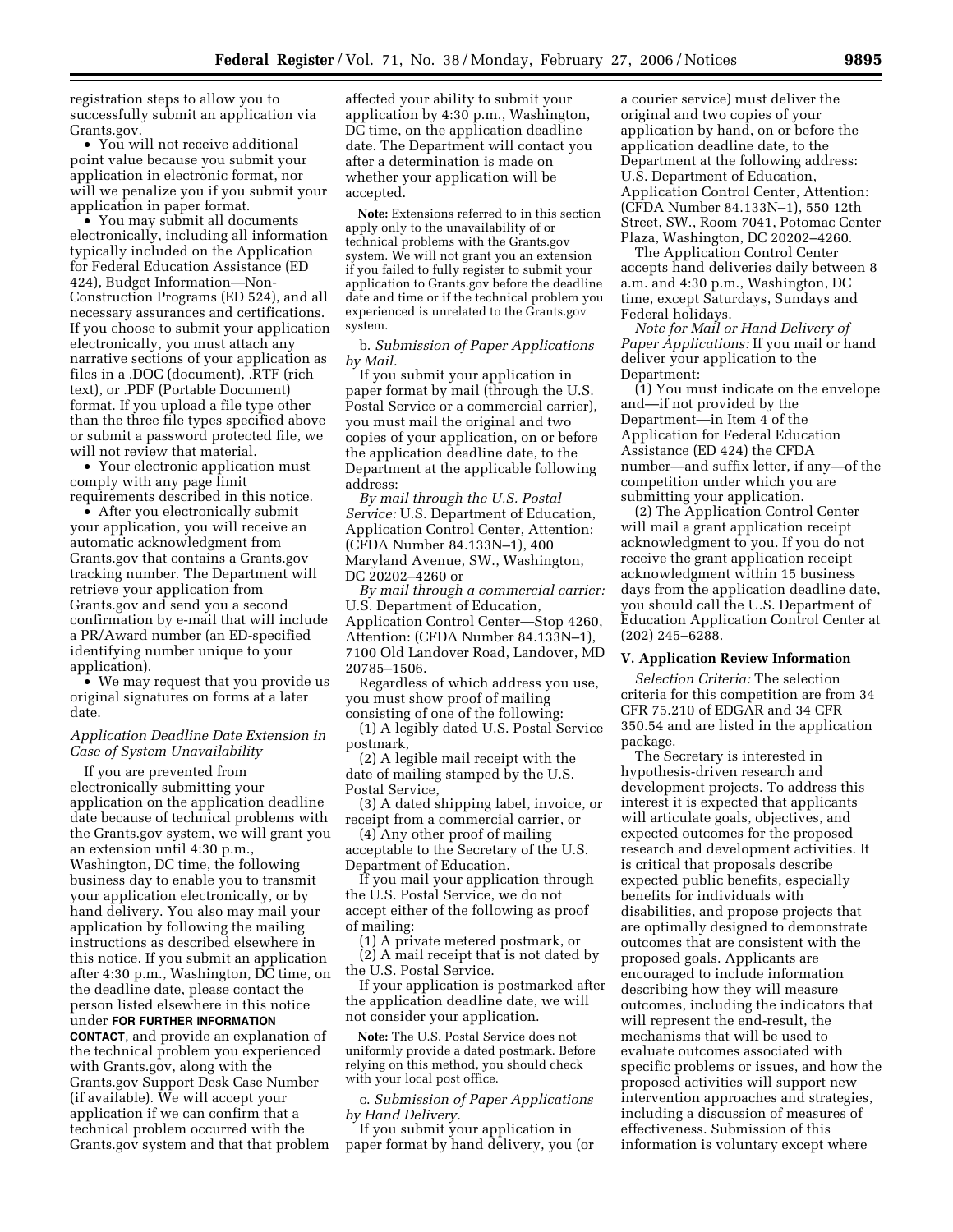registration steps to allow you to successfully submit an application via Grants.gov.

- You will not receive additional point value because you submit your application in electronic format, nor will we penalize you if you submit your application in paper format.
- You may submit all documents electronically, including all information typically included on the Application for Federal Education Assistance (ED 424), Budget Information—Non-Construction Programs (ED 524), and all necessary assurances and certifications. If you choose to submit your application electronically, you must attach any narrative sections of your application as files in a .DOC (document), .RTF (rich text), or .PDF (Portable Document) format. If you upload a file type other than the three file types specified above or submit a password protected file, we will not review that material.
- Your electronic application must comply with any page limit requirements described in this notice.
- After you electronically submit your application, you will receive an automatic acknowledgment from Grants.gov that contains a Grants.gov tracking number. The Department will retrieve your application from Grants.gov and send you a second confirmation by e-mail that will include a PR/Award number (an ED-specified identifying number unique to your application).
- We may request that you provide us original signatures on forms at a later date.

*Application Deadline Date Extension in Case of System Unavailability*

If you are prevented from electronically submitting your application on the application deadline date because of technical problems with the Grants.gov system, we will grant you an extension until 4:30 p.m., Washington, DC time, the following business day to enable you to transmit your application electronically, or by hand delivery. You also may mail your application by following the mailing instructions as described elsewhere in this notice. If you submit an application after 4:30 p.m., Washington, DC time, on the deadline date, please contact the person listed elsewhere in this notice under **FOR FURTHER INFORMATION CONTACT**, and provide an explanation of the technical problem you experienced with Grants.gov, along with the Grants.gov Support Desk Case Number (if available). We will accept your application if we can confirm that a technical problem occurred with the Grants.gov system and that that problem affected your ability to submit your application by 4:30 p.m., Washington, DC time, on the application deadline date. The Department will contact you after a determination is made on whether your application will be accepted.

**Note:** Extensions referred to in this section apply only to the unavailability of or technical problems with the Grants.gov system. We will not grant you an extension if you failed to fully register to submit your application to Grants.gov before the deadline date and time or if the technical problem you experienced is unrelated to the Grants.gov system.

b. *Submission of Paper Applications by Mail.*

If you submit your application in paper format by mail (through the U.S. Postal Service or a commercial carrier), you must mail the original and two copies of your application, on or before the application deadline date, to the Department at the applicable following address:

*By mail through the U.S. Postal Service:* U.S. Department of Education, Application Control Center, Attention: (CFDA Number 84.133N–1), 400 Maryland Avenue, SW., Washington, DC 20202–4260 or

*By mail through a commercial carrier:* U.S. Department of Education, Application Control Center—Stop 4260, Attention: (CFDA Number 84.133N–1), 7100 Old Landover Road, Landover, MD 20785–1506.

Regardless of which address you use, you must show proof of mailing consisting of one of the following:

(1) A legibly dated U.S. Postal Service postmark,

(2) A legible mail receipt with the date of mailing stamped by the U.S. Postal Service,

(3) A dated shipping label, invoice, or receipt from a commercial carrier, or

(4) Any other proof of mailing acceptable to the Secretary of the U.S. Department of Education.

If you mail your application through the U.S. Postal Service, we do not accept either of the following as proof of mailing:

(1) A private metered postmark, or

(2) A mail receipt that is not dated by the U.S. Postal Service.

If your application is postmarked after the application deadline date, we will not consider your application.

**Note:** The U.S. Postal Service does not uniformly provide a dated postmark. Before relying on this method, you should check with your local post office.

c. *Submission of Paper Applications by Hand Delivery.*

If you submit your application in paper format by hand delivery, you (or a courier service) must deliver the original and two copies of your application by hand, on or before the application deadline date, to the Department at the following address: U.S. Department of Education, Application Control Center, Attention: (CFDA Number 84.133N–1), 550 12th Street, SW., Room 7041, Potomac Center Plaza, Washington, DC 20202–4260.

The Application Control Center accepts hand deliveries daily between 8 a.m. and 4:30 p.m., Washington, DC time, except Saturdays, Sundays and Federal holidays.

*Note for Mail or Hand Delivery of Paper Applications:* If you mail or hand deliver your application to the Department:

(1) You must indicate on the envelope and—if not provided by the Department—in Item 4 of the Application for Federal Education Assistance (ED 424) the CFDA number—and suffix letter, if any—of the competition under which you are submitting your application.

(2) The Application Control Center will mail a grant application receipt acknowledgment to you. If you do not receive the grant application receipt acknowledgment within 15 business days from the application deadline date, you should call the U.S. Department of Education Application Control Center at (202) 245–6288.

### V. Application Review Information

*Selection Criteria:* The selection criteria for this competition are from 34 CFR 75.210 of EDGAR and 34 CFR 350.54 and are listed in the application package.

The Secretary is interested in hypothesis-driven research and development projects. To address this interest it is expected that applicants will articulate goals, objectives, and expected outcomes for the proposed research and development activities. It is critical that proposals describe expected public benefits, especially benefits for individuals with disabilities, and propose projects that are optimally designed to demonstrate outcomes that are consistent with the proposed goals. Applicants are encouraged to include information describing how they will measure outcomes, including the indicators that will represent the end-result, the mechanisms that will be used to evaluate outcomes associated with specific problems or issues, and how the proposed activities will support new intervention approaches and strategies, including a discussion of measures of effectiveness. Submission of this information is voluntary except where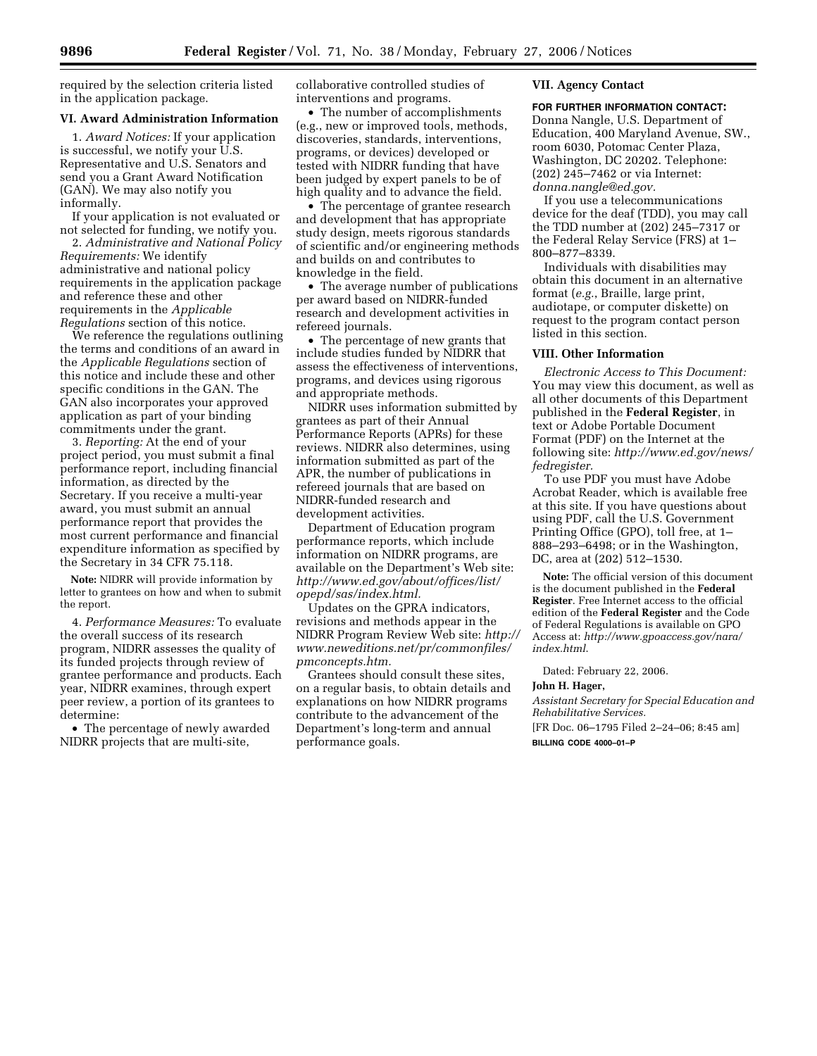required by the selection criteria listed in the application package.

### VI. Award Administration Information

1. *Award Notices:* If your application is successful, we notify your U.S. Representative and U.S. Senators and send you a Grant Award Notification (GAN). We may also notify you informally.

If your application is not evaluated or not selected for funding, we notify you.

2. *Administrative and National Policy Requirements:* We identify administrative and national policy requirements in the application package and reference these and other requirements in the *Applicable Regulations* section of this notice.

We reference the regulations outlining the terms and conditions of an award in the *Applicable Regulations* section of this notice and include these and other specific conditions in the GAN. The GAN also incorporates your approved application as part of your binding commitments under the grant.

3. *Reporting:* At the end of your project period, you must submit a final performance report, including financial information, as directed by the Secretary. If you receive a multi-year award, you must submit an annual performance report that provides the most current performance and financial expenditure information as specified by the Secretary in 34 CFR 75.118.

**Note:** NIDRR will provide information by letter to grantees on how and when to submit the report.

4. *Performance Measures:* To evaluate the overall success of its research program, NIDRR assesses the quality of its funded projects through review of grantee performance and products. Each year, NIDRR examines, through expert peer review, a portion of its grantees to determine:

- The percentage of newly awarded NIDRR projects that are multi-site, collaborative controlled studies of interventions and programs.
- The number of accomplishments (e.g., new or improved tools, methods, discoveries, standards, interventions, programs, or devices) developed or tested with NIDRR funding that have been judged by expert panels to be of high quality and to advance the field.
- The percentage of grantee research and development that has appropriate study design, meets rigorous standards of scientific and/or engineering methods and builds on and contributes to knowledge in the field.
- The average number of publications per award based on NIDRR-funded research and development activities in refereed journals.
- The percentage of new grants that include studies funded by NIDRR that assess the effectiveness of interventions, programs, and devices using rigorous and appropriate methods.

NIDRR uses information submitted by grantees as part of their Annual Performance Reports (APRs) for these reviews. NIDRR also determines, using information submitted as part of the APR, the number of publications in refereed journals that are based on NIDRR-funded research and development activities.

Department of Education program performance reports, which include information on NIDRR programs, are available on the Department's Web site: *http://www.ed.gov/about/offices/list/opepd/sas/index.html.*

Updates on the GPRA indicators, revisions and methods appear in the NIDRR Program Review Web site: *http://www.neweditions.net/pr/commonfiles/pmconcepts.htm.*

Grantees should consult these sites, on a regular basis, to obtain details and explanations on how NIDRR programs contribute to the advancement of the Department's long-term and annual performance goals.

### VII. Agency Contact

**FOR FURTHER INFORMATION CONTACT:** Donna Nangle, U.S. Department of Education, 400 Maryland Avenue, SW., room 6030, Potomac Center Plaza, Washington, DC 20202. Telephone: (202) 245–7462 or via Internet: *donna.nangle@ed.gov.*

If you use a telecommunications device for the deaf (TDD), you may call the TDD number at (202) 245–7317 or the Federal Relay Service (FRS) at 1–800–877–8339.

Individuals with disabilities may obtain this document in an alternative format (*e.g.*, Braille, large print, audiotape, or computer diskette) on request to the program contact person listed in this section.

### VIII. Other Information

*Electronic Access to This Document:* You may view this document, as well as all other documents of this Department published in the **Federal Register**, in text or Adobe Portable Document Format (PDF) on the Internet at the following site: *http://www.ed.gov/news/fedregister.*

To use PDF you must have Adobe Acrobat Reader, which is available free at this site. If you have questions about using PDF, call the U.S. Government Printing Office (GPO), toll free, at 1–888–293–6498; or in the Washington, DC, area at (202) 512–1530.

**Note:** The official version of this document is the document published in the **Federal Register**. Free Internet access to the official edition of the **Federal Register** and the Code of Federal Regulations is available on GPO Access at: *http://www.gpoaccess.gov/nara/index.html.*

Dated: February 22, 2006.

**John H. Hager,**

*Assistant Secretary for Special Education and Rehabilitative Services.*

[FR Doc. 06–1795 Filed 2–24–06; 8:45 am]

**BILLING CODE 4000–01–P**